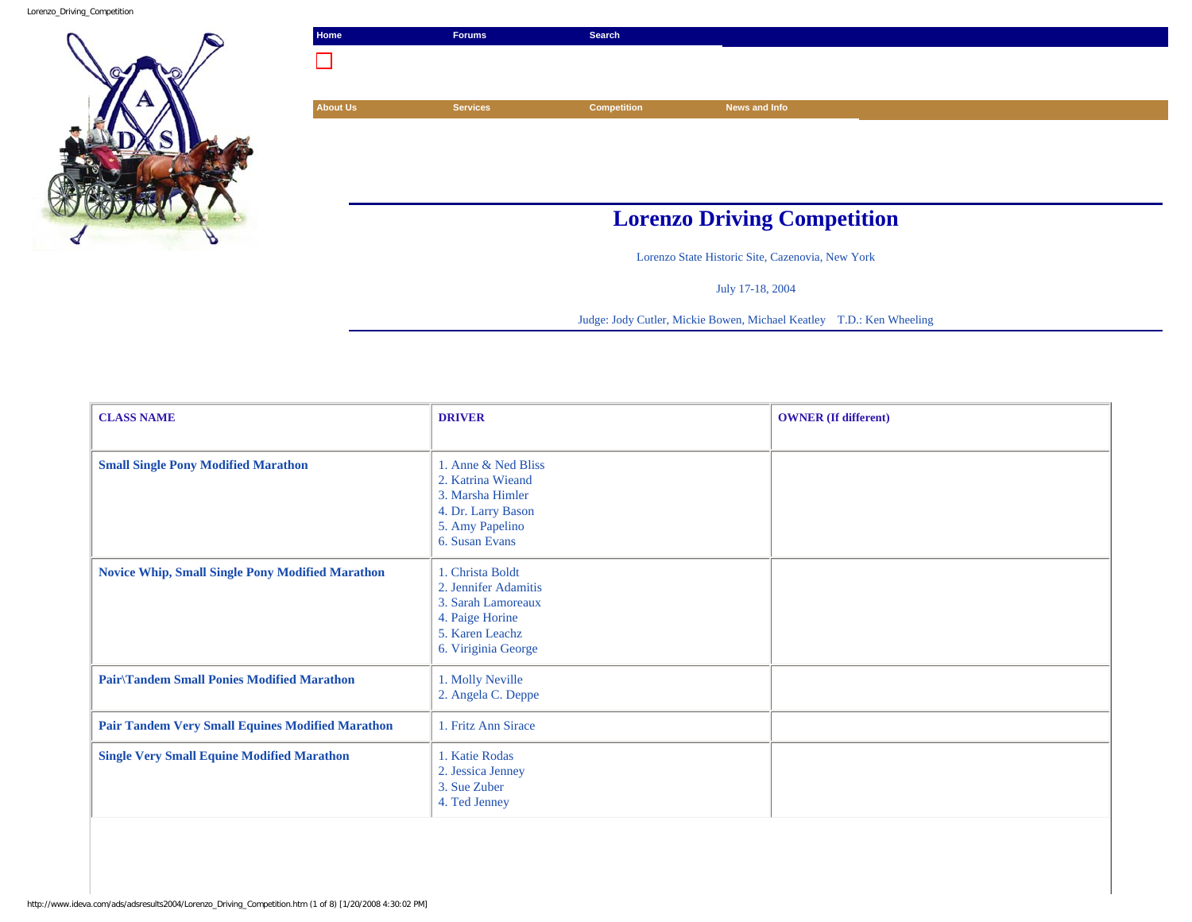| Home | Forums | Search |
|---|---|---|

| About Us | Services | Competition | News and Info |
|---|---|---|---|

# Lorenzo Driving Competition

Lorenzo State Historic Site, Cazenovia, New York

July 17-18, 2004

Judge: Jody Cutler, Mickie Bowen, Michael Keatley T.D.: Ken Wheeling

| CLASS NAME | DRIVER | OWNER (If different) |
|---|---|---|
| Small Single Pony Modified Marathon | 1. Anne & Ned Bliss<br>2. Katrina Wieand<br>3. Marsha Himler<br>4. Dr. Larry Bason<br>5. Amy Papelino<br>6. Susan Evans | |
| Novice Whip, Small Single Pony Modified Marathon | 1. Christa Boldt<br>2. Jennifer Adamitis<br>3. Sarah Lamoreaux<br>4. Paige Horine<br>5. Karen Leachz<br>6. Viriginia George | |
| Pair\Tandem Small Ponies Modified Marathon | 1. Molly Neville<br>2. Angela C. Deppe | |
| Pair Tandem Very Small Equines Modified Marathon | 1. Fritz Ann Sirace | |
| Single Very Small Equine Modified Marathon | 1. Katie Rodas<br>2. Jessica Jenney<br>3. Sue Zuber<br>4. Ted Jenney | |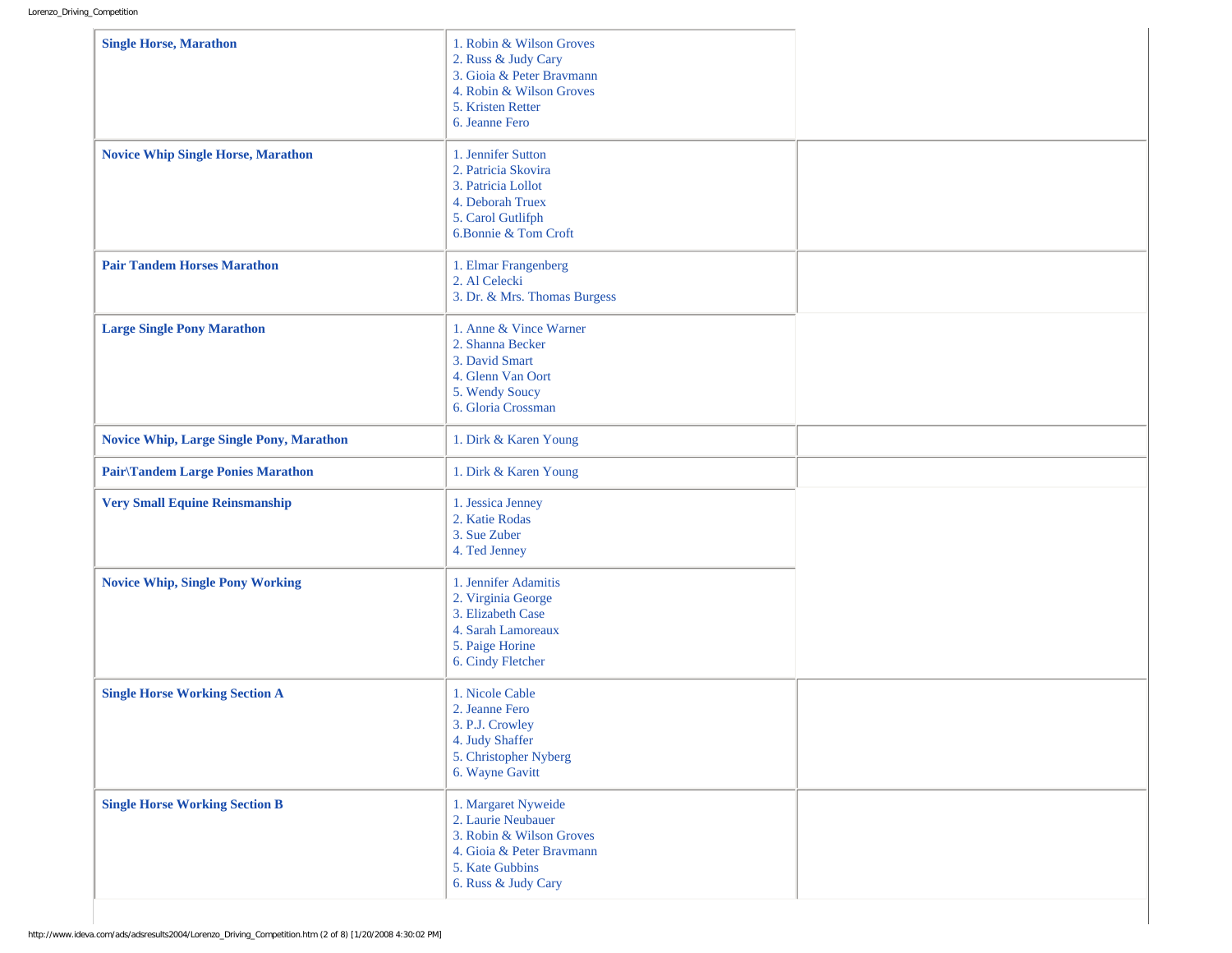| Class | Results | |
|---|---|---|
| **Single Horse, Marathon** | 1. Robin & Wilson Groves<br>2. Russ & Judy Cary<br>3. Gioia & Peter Bravmann<br>4. Robin & Wilson Groves<br>5. Kristen Retter<br>6. Jeanne Fero | |
| **Novice Whip Single Horse, Marathon** | 1. Jennifer Sutton<br>2. Patricia Skovira<br>3. Patricia Lollot<br>4. Deborah Truex<br>5. Carol Gutlifph<br>6.Bonnie & Tom Croft | |
| **Pair Tandem Horses Marathon** | 1. Elmar Frangenberg<br>2. Al Celecki<br>3. Dr. & Mrs. Thomas Burgess | |
| **Large Single Pony Marathon** | 1. Anne & Vince Warner<br>2. Shanna Becker<br>3. David Smart<br>4. Glenn Van Oort<br>5. Wendy Soucy<br>6. Gloria Crossman | |
| **Novice Whip, Large Single Pony, Marathon** | 1. Dirk & Karen Young | |
| **Pair\Tandem Large Ponies Marathon** | 1. Dirk & Karen Young | |
| **Very Small Equine Reinsmanship** | 1. Jessica Jenney<br>2. Katie Rodas<br>3. Sue Zuber<br>4. Ted Jenney | |
| **Novice Whip, Single Pony Working** | 1. Jennifer Adamitis<br>2. Virginia George<br>3. Elizabeth Case<br>4. Sarah Lamoreaux<br>5. Paige Horine<br>6. Cindy Fletcher | |
| **Single Horse Working Section A** | 1. Nicole Cable<br>2. Jeanne Fero<br>3. P.J. Crowley<br>4. Judy Shaffer<br>5. Christopher Nyberg<br>6. Wayne Gavitt | |
| **Single Horse Working Section B** | 1. Margaret Nyweide<br>2. Laurie Neubauer<br>3. Robin & Wilson Groves<br>4. Gioia & Peter Bravmann<br>5. Kate Gubbins<br>6. Russ & Judy Cary | |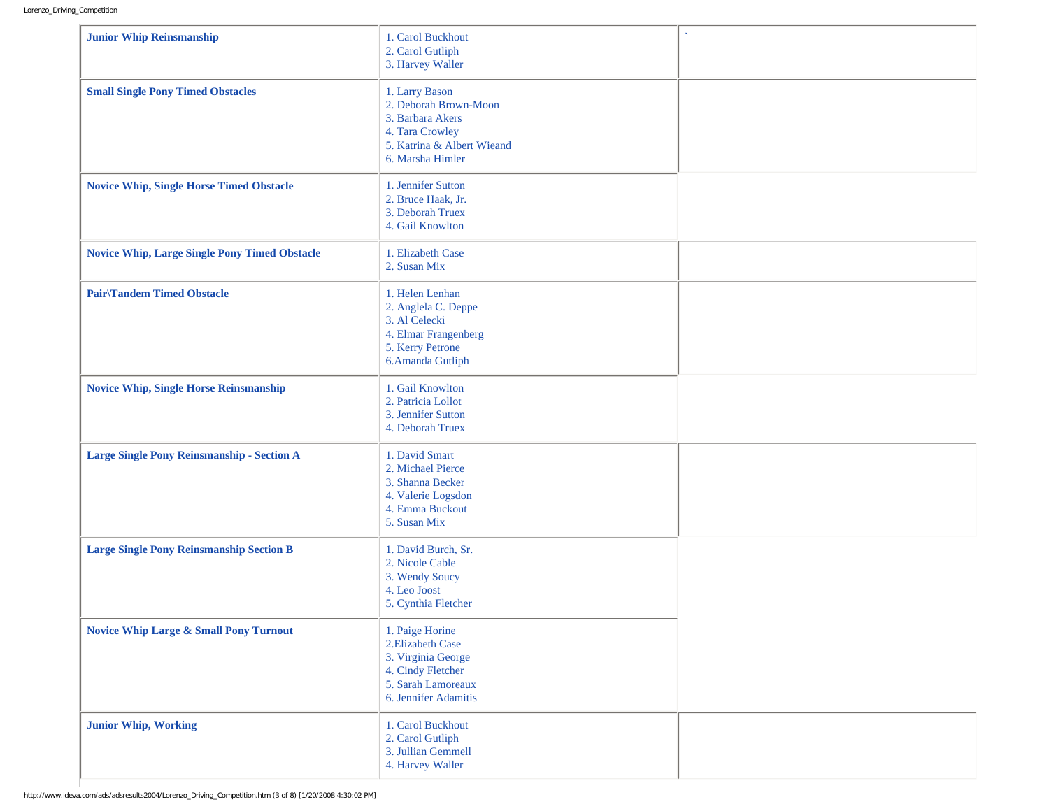| | | |
|---|---|---|
| **Junior Whip Reinsmanship** | 1. Carol Buckhout<br>2. Carol Gutliph<br>3. Harvey Waller | ` |
| **Small Single Pony Timed Obstacles** | 1. Larry Bason<br>2. Deborah Brown-Moon<br>3. Barbara Akers<br>4. Tara Crowley<br>5. Katrina & Albert Wieand<br>6. Marsha Himler | |
| **Novice Whip, Single Horse Timed Obstacle** | 1. Jennifer Sutton<br>2. Bruce Haak, Jr.<br>3. Deborah Truex<br>4. Gail Knowlton | |
| **Novice Whip, Large Single Pony Timed Obstacle** | 1. Elizabeth Case<br>2. Susan Mix | |
| **Pair\Tandem Timed Obstacle** | 1. Helen Lenhan<br>2. Anglela C. Deppe<br>3. Al Celecki<br>4. Elmar Frangenberg<br>5. Kerry Petrone<br>6.Amanda Gutliph | |
| **Novice Whip, Single Horse Reinsmanship** | 1. Gail Knowlton<br>2. Patricia Lollot<br>3. Jennifer Sutton<br>4. Deborah Truex | |
| **Large Single Pony Reinsmanship - Section A** | 1. David Smart<br>2. Michael Pierce<br>3. Shanna Becker<br>4. Valerie Logsdon<br>4. Emma Buckout<br>5. Susan Mix | |
| **Large Single Pony Reinsmanship Section B** | 1. David Burch, Sr.<br>2. Nicole Cable<br>3. Wendy Soucy<br>4. Leo Joost<br>5. Cynthia Fletcher | |
| **Novice Whip Large & Small Pony Turnout** | 1. Paige Horine<br>2.Elizabeth Case<br>3. Virginia George<br>4. Cindy Fletcher<br>5. Sarah Lamoreaux<br>6. Jennifer Adamitis | |
| **Junior Whip, Working** | 1. Carol Buckhout<br>2. Carol Gutliph<br>3. Jullian Gemmell<br>4. Harvey Waller | |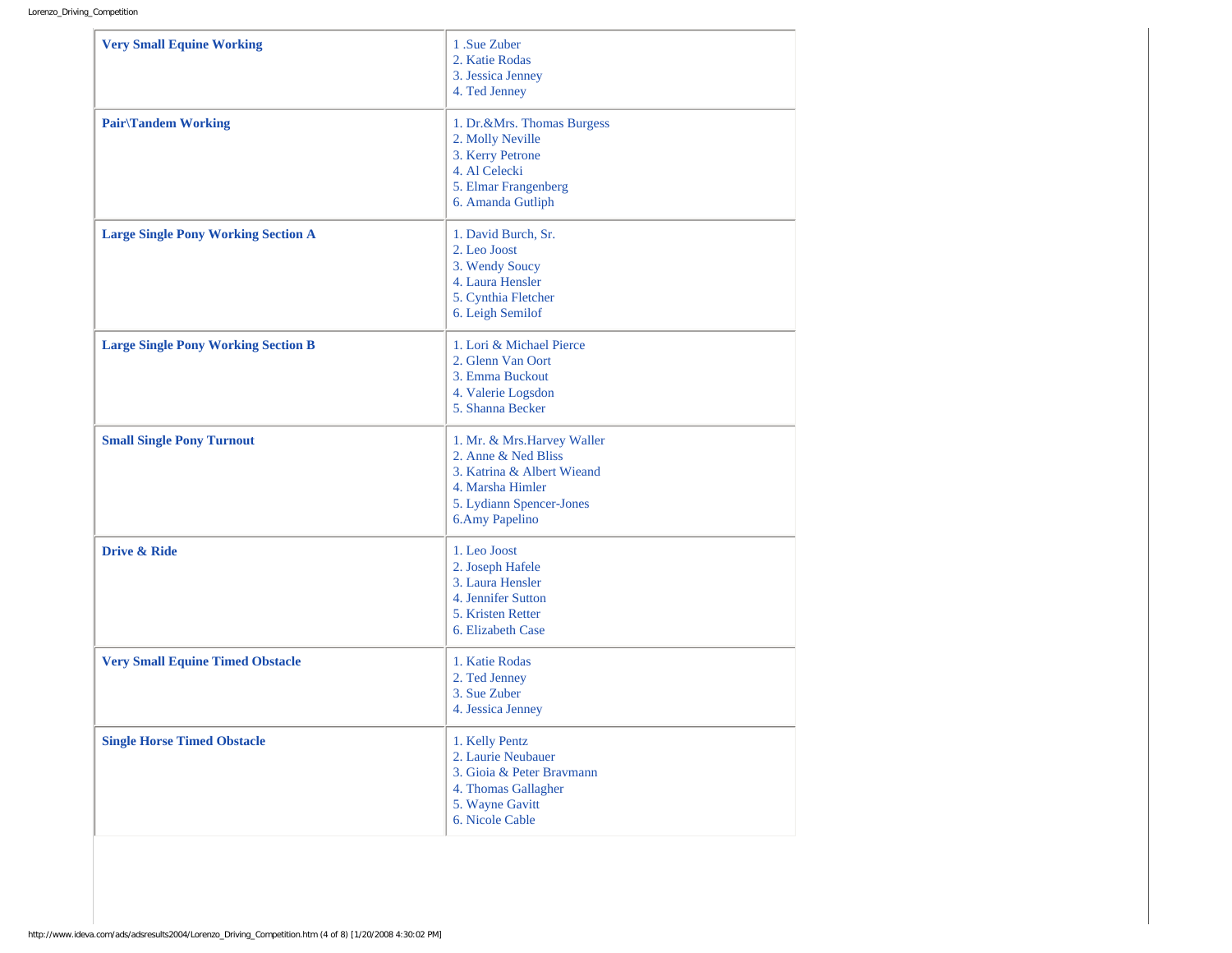| | |
|---|---|
| **Very Small Equine Working** | 1 .Sue Zuber<br>2. Katie Rodas<br>3. Jessica Jenney<br>4. Ted Jenney |
| **Pair\Tandem Working** | 1. Dr.&Mrs. Thomas Burgess<br>2. Molly Neville<br>3. Kerry Petrone<br>4. Al Celecki<br>5. Elmar Frangenberg<br>6. Amanda Gutliph |
| **Large Single Pony Working Section A** | 1. David Burch, Sr.<br>2. Leo Joost<br>3. Wendy Soucy<br>4. Laura Hensler<br>5. Cynthia Fletcher<br>6. Leigh Semilof |
| **Large Single Pony Working Section B** | 1. Lori & Michael Pierce<br>2. Glenn Van Oort<br>3. Emma Buckout<br>4. Valerie Logsdon<br>5. Shanna Becker |
| **Small Single Pony Turnout** | 1. Mr. & Mrs.Harvey Waller<br>2. Anne & Ned Bliss<br>3. Katrina & Albert Wieand<br>4. Marsha Himler<br>5. Lydiann Spencer-Jones<br>6.Amy Papelino |
| **Drive & Ride** | 1. Leo Joost<br>2. Joseph Hafele<br>3. Laura Hensler<br>4. Jennifer Sutton<br>5. Kristen Retter<br>6. Elizabeth Case |
| **Very Small Equine Timed Obstacle** | 1. Katie Rodas<br>2. Ted Jenney<br>3. Sue Zuber<br>4. Jessica Jenney |
| **Single Horse Timed Obstacle** | 1. Kelly Pentz<br>2. Laurie Neubauer<br>3. Gioia & Peter Bravmann<br>4. Thomas Gallagher<br>5. Wayne Gavitt<br>6. Nicole Cable |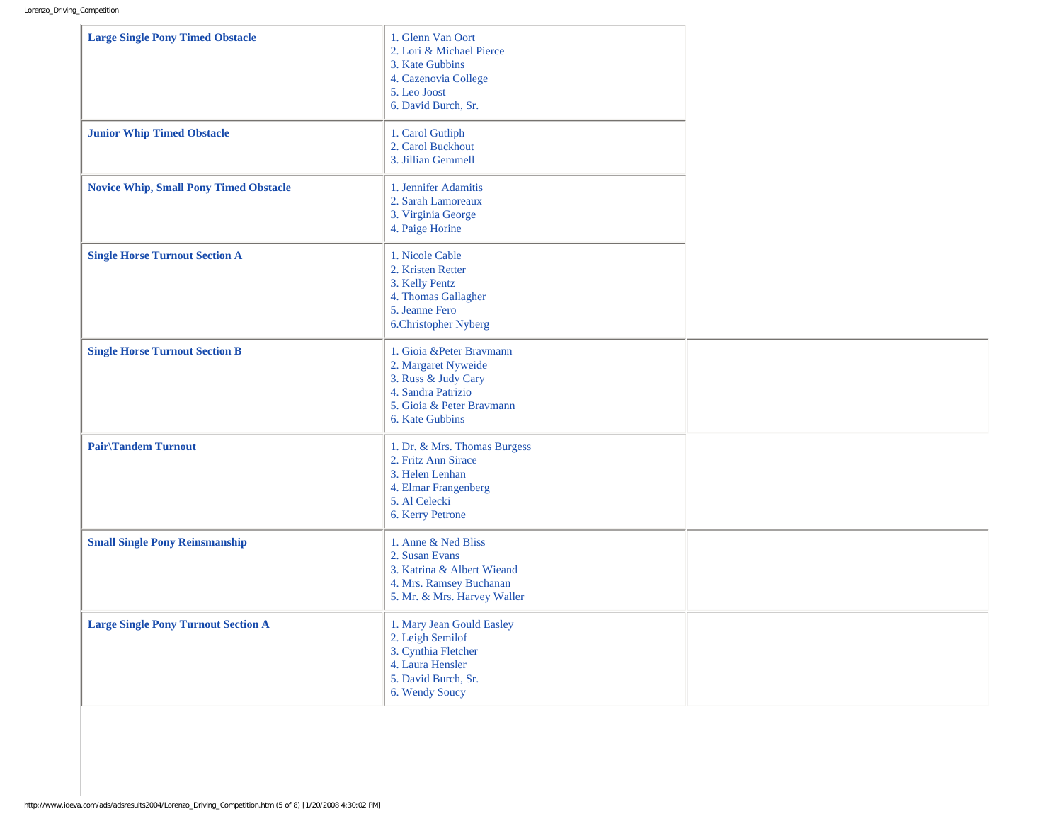| | | |
|---|---|---|
| **Large Single Pony Timed Obstacle** | 1. Glenn Van Oort<br>2. Lori & Michael Pierce<br>3. Kate Gubbins<br>4. Cazenovia College<br>5. Leo Joost<br>6. David Burch, Sr. | |
| **Junior Whip Timed Obstacle** | 1. Carol Gutliph<br>2. Carol Buckhout<br>3. Jillian Gemmell | |
| **Novice Whip, Small Pony Timed Obstacle** | 1. Jennifer Adamitis<br>2. Sarah Lamoreaux<br>3. Virginia George<br>4. Paige Horine | |
| **Single Horse Turnout Section A** | 1. Nicole Cable<br>2. Kristen Retter<br>3. Kelly Pentz<br>4. Thomas Gallagher<br>5. Jeanne Fero<br>6.Christopher Nyberg | |
| **Single Horse Turnout Section B** | 1. Gioia &Peter Bravmann<br>2. Margaret Nyweide<br>3. Russ & Judy Cary<br>4. Sandra Patrizio<br>5. Gioia & Peter Bravmann<br>6. Kate Gubbins | |
| **Pair\Tandem Turnout** | 1. Dr. & Mrs. Thomas Burgess<br>2. Fritz Ann Sirace<br>3. Helen Lenhan<br>4. Elmar Frangenberg<br>5. Al Celecki<br>6. Kerry Petrone | |
| **Small Single Pony Reinsmanship** | 1. Anne & Ned Bliss<br>2. Susan Evans<br>3. Katrina & Albert Wieand<br>4. Mrs. Ramsey Buchanan<br>5. Mr. & Mrs. Harvey Waller | |
| **Large Single Pony Turnout Section A** | 1. Mary Jean Gould Easley<br>2. Leigh Semilof<br>3. Cynthia Fletcher<br>4. Laura Hensler<br>5. David Burch, Sr.<br>6. Wendy Soucy | |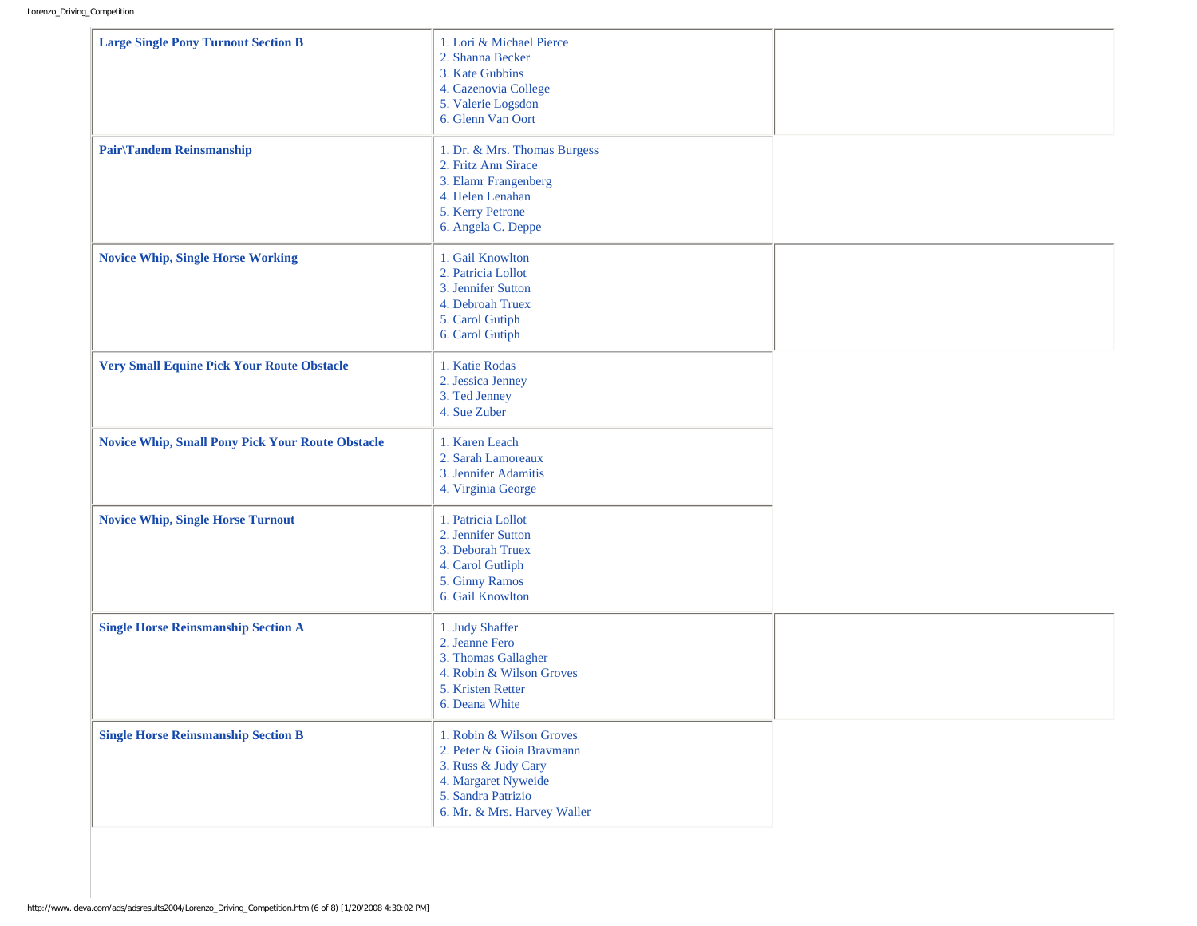| | | |
|---|---|---|
| **Large Single Pony Turnout Section B** | 1. Lori & Michael Pierce<br>2. Shanna Becker<br>3. Kate Gubbins<br>4. Cazenovia College<br>5. Valerie Logsdon<br>6. Glenn Van Oort | |
| **Pair\Tandem Reinsmanship** | 1. Dr. & Mrs. Thomas Burgess<br>2. Fritz Ann Sirace<br>3. Elamr Frangenberg<br>4. Helen Lenahan<br>5. Kerry Petrone<br>6. Angela C. Deppe | |
| **Novice Whip, Single Horse Working** | 1. Gail Knowlton<br>2. Patricia Lollot<br>3. Jennifer Sutton<br>4. Debroah Truex<br>5. Carol Gutiph<br>6. Carol Gutiph | |
| **Very Small Equine Pick Your Route Obstacle** | 1. Katie Rodas<br>2. Jessica Jenney<br>3. Ted Jenney<br>4. Sue Zuber | |
| **Novice Whip, Small Pony Pick Your Route Obstacle** | 1. Karen Leach<br>2. Sarah Lamoreaux<br>3. Jennifer Adamitis<br>4. Virginia George | |
| **Novice Whip, Single Horse Turnout** | 1. Patricia Lollot<br>2. Jennifer Sutton<br>3. Deborah Truex<br>4. Carol Gutliph<br>5. Ginny Ramos<br>6. Gail Knowlton | |
| **Single Horse Reinsmanship Section A** | 1. Judy Shaffer<br>2. Jeanne Fero<br>3. Thomas Gallagher<br>4. Robin & Wilson Groves<br>5. Kristen Retter<br>6. Deana White | |
| **Single Horse Reinsmanship Section B** | 1. Robin & Wilson Groves<br>2. Peter & Gioia Bravmann<br>3. Russ & Judy Cary<br>4. Margaret Nyweide<br>5. Sandra Patrizio<br>6. Mr. & Mrs. Harvey Waller | |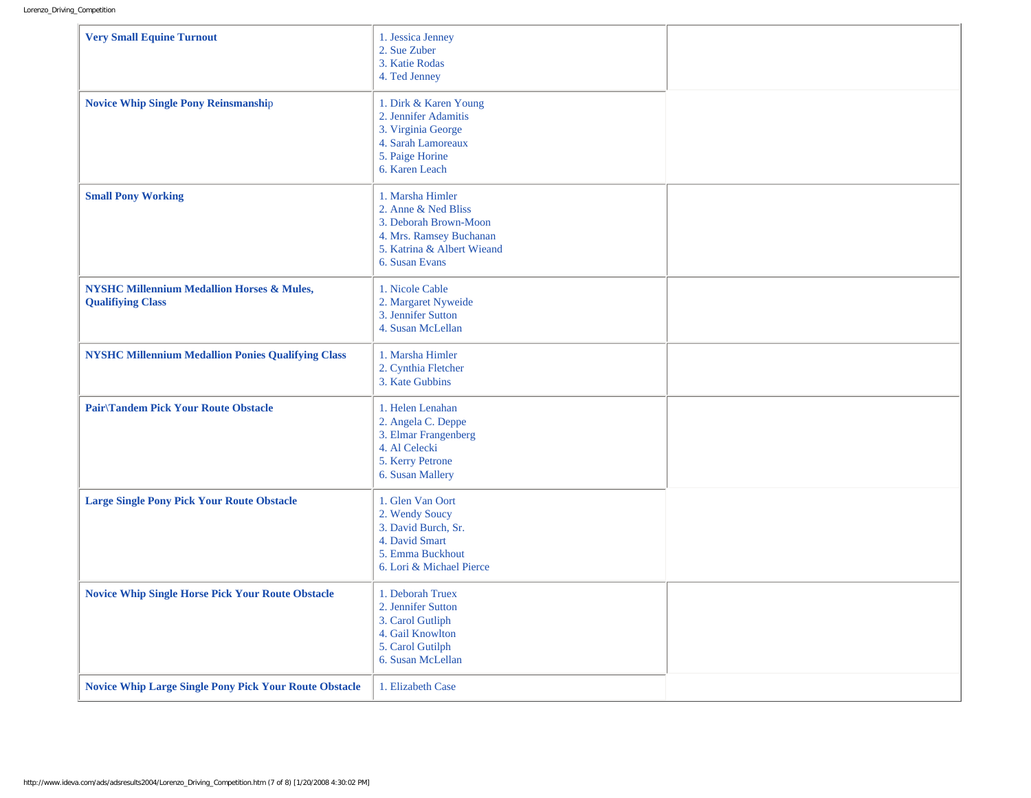| | | |
|---|---|---|
| **Very Small Equine Turnout** | 1. Jessica Jenney<br>2. Sue Zuber<br>3. Katie Rodas<br>4. Ted Jenney | |
| **Novice Whip Single Pony Reinsmanship** | 1. Dirk & Karen Young<br>2. Jennifer Adamitis<br>3. Virginia George<br>4. Sarah Lamoreaux<br>5. Paige Horine<br>6. Karen Leach | |
| **Small Pony Working** | 1. Marsha Himler<br>2. Anne & Ned Bliss<br>3. Deborah Brown-Moon<br>4. Mrs. Ramsey Buchanan<br>5. Katrina & Albert Wieand<br>6. Susan Evans | |
| **NYSHC Millennium Medallion Horses & Mules, Qualifiying Class** | 1. Nicole Cable<br>2. Margaret Nyweide<br>3. Jennifer Sutton<br>4. Susan McLellan | |
| **NYSHC Millennium Medallion Ponies Qualifying Class** | 1. Marsha Himler<br>2. Cynthia Fletcher<br>3. Kate Gubbins | |
| **Pair\Tandem Pick Your Route Obstacle** | 1. Helen Lenahan<br>2. Angela C. Deppe<br>3. Elmar Frangenberg<br>4. Al Celecki<br>5. Kerry Petrone<br>6. Susan Mallery | |
| **Large Single Pony Pick Your Route Obstacle** | 1. Glen Van Oort<br>2. Wendy Soucy<br>3. David Burch, Sr.<br>4. David Smart<br>5. Emma Buckhout<br>6. Lori & Michael Pierce | |
| **Novice Whip Single Horse Pick Your Route Obstacle** | 1. Deborah Truex<br>2. Jennifer Sutton<br>3. Carol Gutliph<br>4. Gail Knowlton<br>5. Carol Gutilph<br>6. Susan McLellan | |
| **Novice Whip Large Single Pony Pick Your Route Obstacle** | 1. Elizabeth Case | |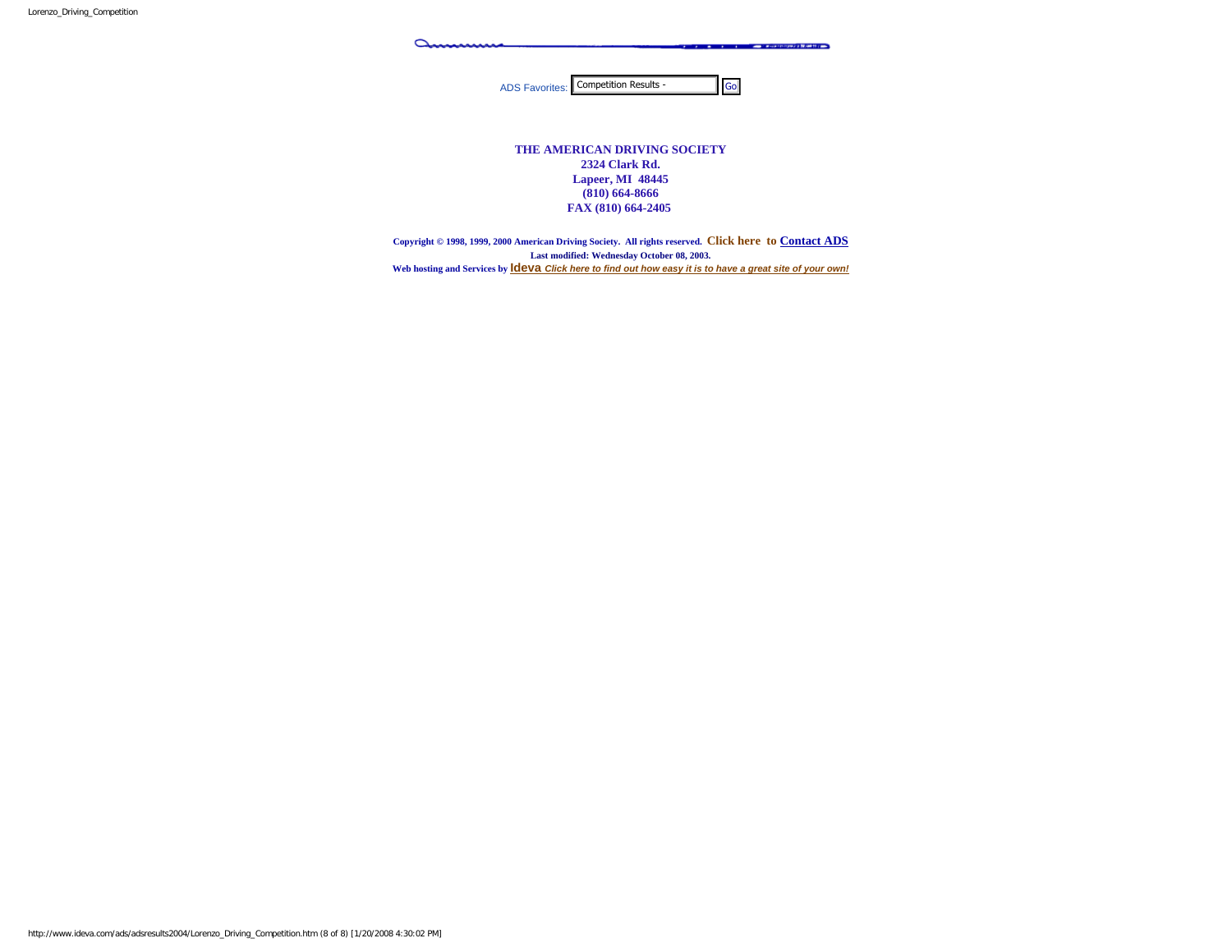ADS Favorites: Competition Results - Go

**THE AMERICAN DRIVING SOCIETY**
**2324 Clark Rd.**
**Lapeer, MI 48445**
**(810) 664-8666**
**FAX (810) 664-2405**

**Copyright © 1998, 1999, 2000 American Driving Society. All rights reserved. Click here to Contact ADS**
**Last modified: Wednesday October 08, 2003.**
**Web hosting and Services by Ideva *Click here to find out how easy it is to have a great site of your own!***